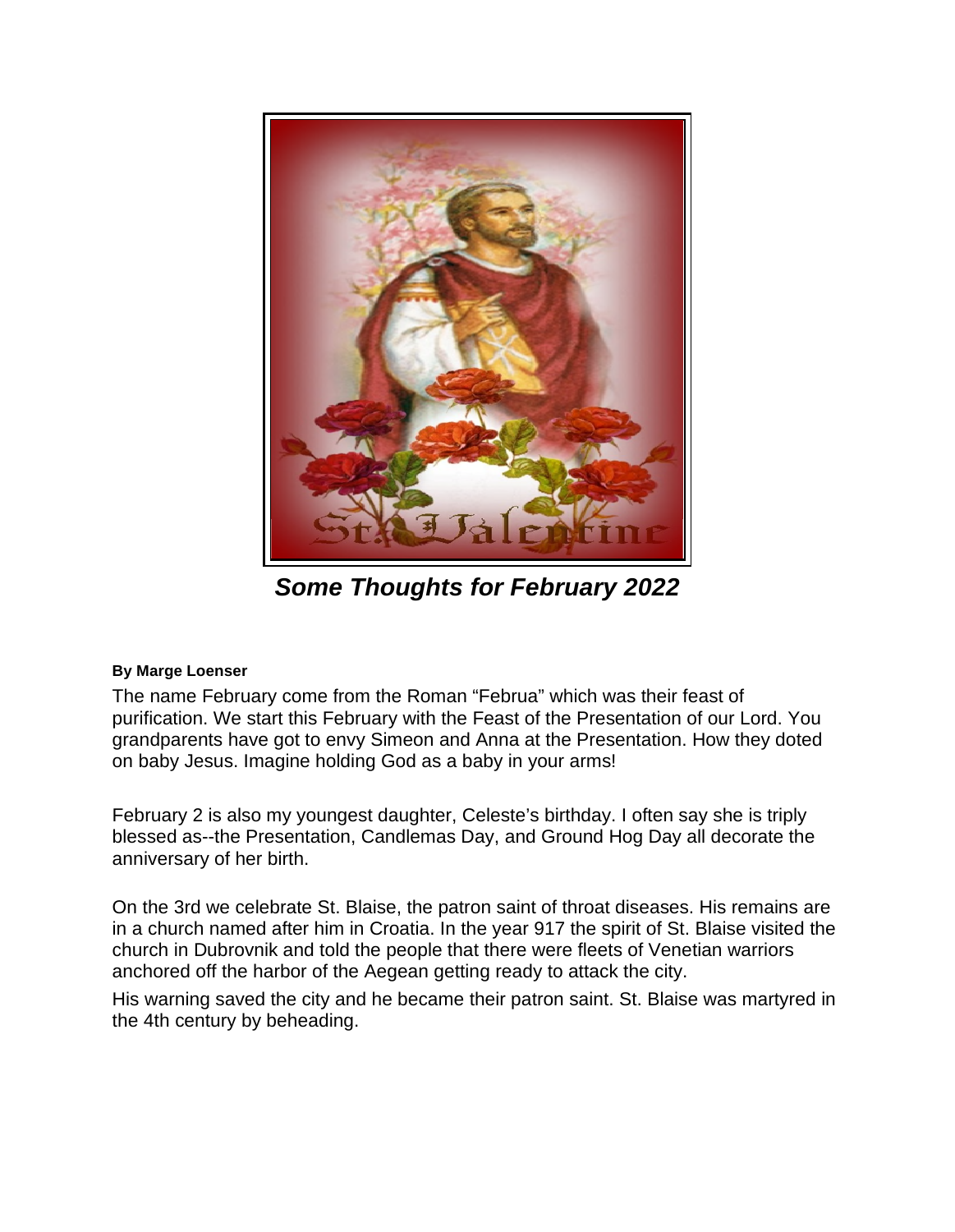## *Some Thoughts for February 2022*

**By Marge Loenser**

The name February come from the Roman "Februa" which was their feast of purification. We start this February with the Feast of the Presentation of our Lord. You grandparents have got to envy Simeon and Anna at the Presentation. How they doted on baby Jesus. Imagine holding God as a baby in your arms!

February 2 is also my youngest daughter, Celeste's birthday. I often say she is triply blessed as--the Presentation, Candlemas Day, and Ground Hog Day all decorate the anniversary of her birth.

On the 3rd we celebrate St. Blaise, the patron saint of throat diseases. His remains are in a church named after him in Croatia. In the year 917 the spirit of St. Blaise visited the church in Dubrovnik and told the people that there were fleets of Venetian warriors anchored off the harbor of the Aegean getting ready to attack the city.

His warning saved the city and he became their patron saint. St. Blaise was martyred in the 4th century by beheading.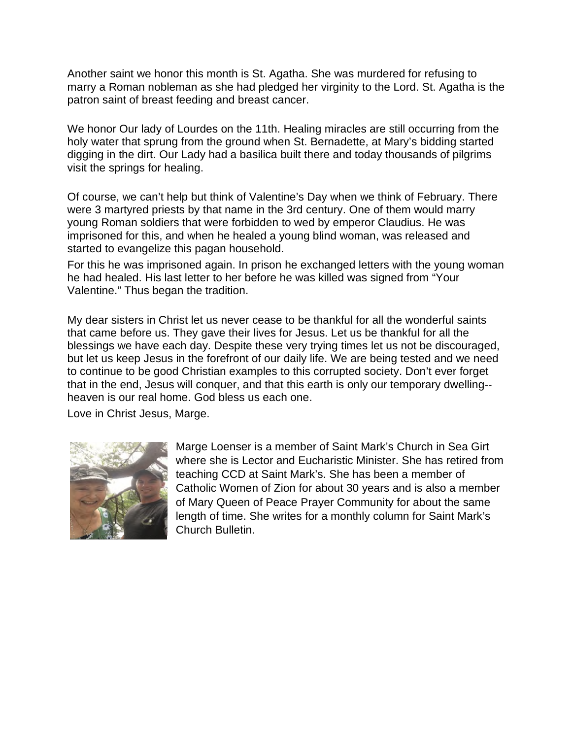Another saint we honor this month is St. Agatha. She was murdered for refusing to marry a Roman nobleman as she had pledged her virginity to the Lord. St. Agatha is the patron saint of breast feeding and breast cancer.

We honor Our lady of Lourdes on the 11th. Healing miracles are still occurring from the holy water that sprung from the ground when St. Bernadette, at Mary's bidding started digging in the dirt. Our Lady had a basilica built there and today thousands of pilgrims visit the springs for healing.

Of course, we can't help but think of Valentine's Day when we think of February. There were 3 martyred priests by that name in the 3rd century. One of them would marry young Roman soldiers that were forbidden to wed by emperor Claudius. He was imprisoned for this, and when he healed a young blind woman, was released and started to evangelize this pagan household.

For this he was imprisoned again. In prison he exchanged letters with the young woman he had healed. His last letter to her before he was killed was signed from "Your Valentine." Thus began the tradition.

My dear sisters in Christ let us never cease to be thankful for all the wonderful saints that came before us. They gave their lives for Jesus. Let us be thankful for all the blessings we have each day. Despite these very trying times let us not be discouraged, but let us keep Jesus in the forefront of our daily life. We are being tested and we need to continue to be good Christian examples to this corrupted society. Don't ever forget that in the end, Jesus will conquer, and that this earth is only our temporary dwelling--heaven is our real home. God bless us each one.

Love in Christ Jesus, Marge.

Marge Loenser is a member of Saint Mark's Church in Sea Girt where she is Lector and Eucharistic Minister. She has retired from teaching CCD at Saint Mark's. She has been a member of Catholic Women of Zion for about 30 years and is also a member of Mary Queen of Peace Prayer Community for about the same length of time. She writes for a monthly column for Saint Mark's Church Bulletin.